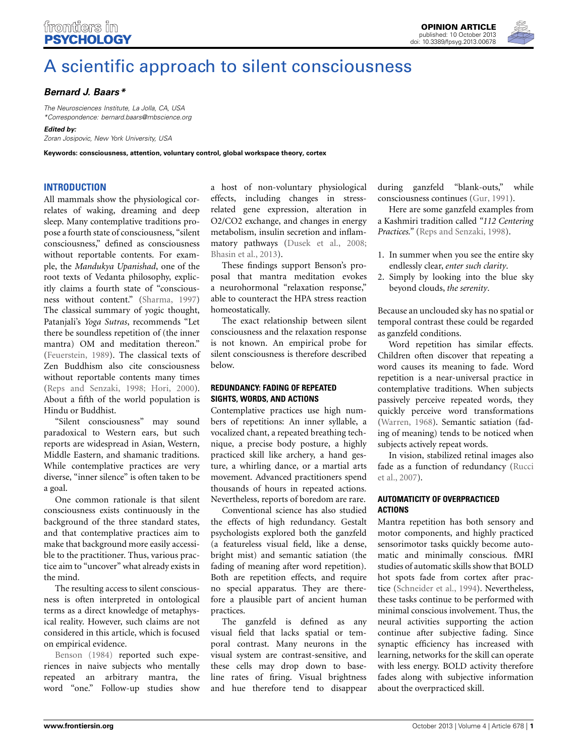OPINION ARTICLE
published: 10 October 2013
doi: 10.3389/fpsyg.2013.00678

# A scientific approach to silent consciousness

***Bernard J. Baars****

*The Neurosciences Institute, La Jolla, CA, USA*
*\*Correspondence: bernard.baars@mbscience.org*

***Edited by:***
*Zoran Josipovic, New York University, USA*

**Keywords: consciousness, attention, voluntary control, global workspace theory, cortex**

## INTRODUCTION

All mammals show the physiological correlates of waking, dreaming and deep sleep. Many contemplative traditions propose a fourth state of consciousness, "silent consciousness," defined as consciousness without reportable contents. For example, the *Mandukya Upanishad*, one of the root texts of Vedanta philosophy, explicitly claims a fourth state of "consciousness without content." (Sharma, 1997) The classical summary of yogic thought, Patanjali's *Yoga Sutras*, recommends "Let there be soundless repetition of (the inner mantra) OM and meditation thereon." (Feuerstein, 1989). The classical texts of Zen Buddhism also cite consciousness without reportable contents many times (Reps and Senzaki, 1998; Hori, 2000). About a fifth of the world population is Hindu or Buddhist.

"Silent consciousness" may sound paradoxical to Western ears, but such reports are widespread in Asian, Western, Middle Eastern, and shamanic traditions. While contemplative practices are very diverse, "inner silence" is often taken to be a goal.

One common rationale is that silent consciousness exists continuously in the background of the three standard states, and that contemplative practices aim to make that background more easily accessible to the practitioner. Thus, various practice aim to "uncover" what already exists in the mind.

The resulting access to silent consciousness is often interpreted in ontological terms as a direct knowledge of metaphysical reality. However, such claims are not considered in this article, which is focused on empirical evidence.

Benson (1984) reported such experiences in naive subjects who mentally repeated an arbitrary mantra, the word "one." Follow-up studies show a host of non-voluntary physiological effects, including changes in stress-related gene expression, alteration in $O_2$/$CO_2$ exchange, and changes in energy metabolism, insulin secretion and inflammatory pathways (Dusek et al., 2008; Bhasin et al., 2013).

These findings support Benson's proposal that mantra meditation evokes a neurohormonal "relaxation response," able to counteract the HPA stress reaction homeostatically.

The exact relationship between silent consciousness and the relaxation response is not known. An empirical probe for silent consciousness is therefore described below.

## REDUNDANCY: FADING OF REPEATED SIGHTS, WORDS, AND ACTIONS

Contemplative practices use high numbers of repetitions: An inner syllable, a vocalized chant, a repeated breathing technique, a precise body posture, a highly practiced skill like archery, a hand gesture, a whirling dance, or a martial arts movement. Advanced practitioners spend thousands of hours in repeated actions. Nevertheless, reports of boredom are rare.

Conventional science has also studied the effects of high redundancy. Gestalt psychologists explored both the ganzfeld (a featureless visual field, like a dense, bright mist) and semantic satiation (the fading of meaning after word repetition). Both are repetition effects, and require no special apparatus. They are therefore a plausible part of ancient human practices.

The ganzfeld is defined as any visual field that lacks spatial or temporal contrast. Many neurons in the visual system are contrast-sensitive, and these cells may drop down to baseline rates of firing. Visual brightness and hue therefore tend to disappear during ganzfeld "blank-outs," while consciousness continues (Gur, 1991).

Here are some ganzfeld examples from a Kashmiri tradition called "*112 Centering Practices.*" (Reps and Senzaki, 1998).

1. In summer when you see the entire sky endlessly clear, *enter such clarity*.
2. Simply by looking into the blue sky beyond clouds, *the serenity*.

Because an unclouded sky has no spatial or temporal contrast these could be regarded as ganzfeld conditions.

Word repetition has similar effects. Children often discover that repeating a word causes its meaning to fade. Word repetition is a near-universal practice in contemplative traditions. When subjects passively perceive repeated words, they quickly perceive word transformations (Warren, 1968). Semantic satiation (fading of meaning) tends to be noticed when subjects actively repeat words.

In vision, stabilized retinal images also fade as a function of redundancy (Rucci et al., 2007).

## AUTOMATICITY OF OVERPRACTICED ACTIONS

Mantra repetition has both sensory and motor components, and highly practiced sensorimotor tasks quickly become automatic and minimally conscious. fMRI studies of automatic skills show that BOLD hot spots fade from cortex after practice (Schneider et al., 1994). Nevertheless, these tasks continue to be performed with minimal conscious involvement. Thus, the neural activities supporting the action continue after subjective fading. Since synaptic efficiency has increased with learning, networks for the skill can operate with less energy. BOLD activity therefore fades along with subjective information about the overpracticed skill.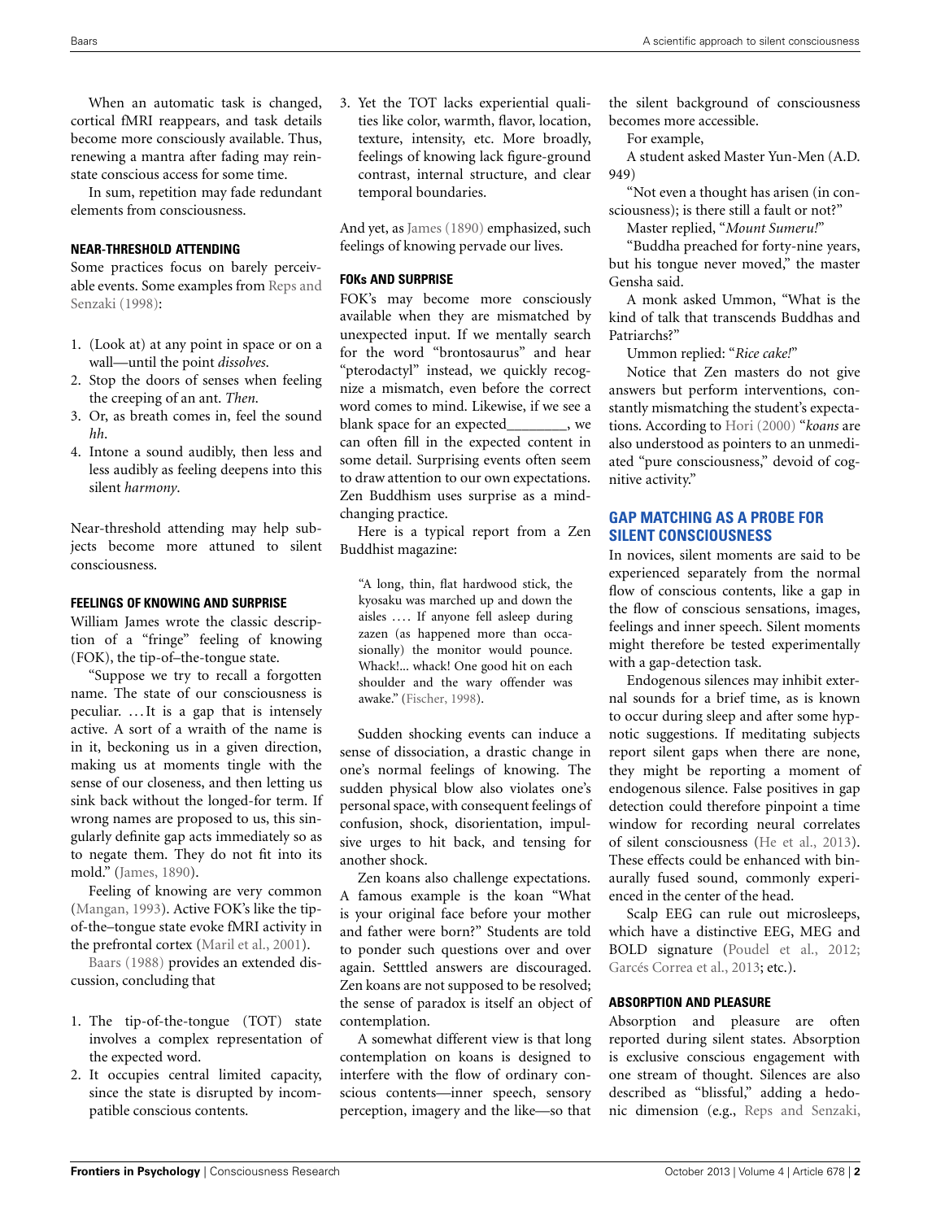When an automatic task is changed, cortical fMRI reappears, and task details become more consciously available. Thus, renewing a mantra after fading may reinstate conscious access for some time.

In sum, repetition may fade redundant elements from consciousness.

#### NEAR-THRESHOLD ATTENDING

Some practices focus on barely perceivable events. Some examples from Reps and Senzaki (1998):

1. (Look at) at any point in space or on a wall—until the point *dissolves*.
2. Stop the doors of senses when feeling the creeping of an ant. *Then*.
3. Or, as breath comes in, feel the sound *hh*.
4. Intone a sound audibly, then less and less audibly as feeling deepens into this silent *harmony*.

Near-threshold attending may help subjects become more attuned to silent consciousness.

#### FEELINGS OF KNOWING AND SURPRISE

William James wrote the classic description of a "fringe" feeling of knowing (FOK), the tip-of–the-tongue state.

"Suppose we try to recall a forgotten name. The state of our consciousness is peculiar. ...It is a gap that is intensely active. A sort of a wraith of the name is in it, beckoning us in a given direction, making us at moments tingle with the sense of our closeness, and then letting us sink back without the longed-for term. If wrong names are proposed to us, this singularly definite gap acts immediately so as to negate them. They do not fit into its mold." (James, 1890).

Feeling of knowing are very common (Mangan, 1993). Active FOK's like the tip-of-the–tongue state evoke fMRI activity in the prefrontal cortex (Maril et al., 2001).

Baars (1988) provides an extended discussion, concluding that

1. The tip-of-the-tongue (TOT) state involves a complex representation of the expected word.
2. It occupies central limited capacity, since the state is disrupted by incompatible conscious contents.
3. Yet the TOT lacks experiential qualities like color, warmth, flavor, location, texture, intensity, etc. More broadly, feelings of knowing lack figure-ground contrast, internal structure, and clear temporal boundaries.

And yet, as James (1890) emphasized, such feelings of knowing pervade our lives.

#### FOKs AND SURPRISE

FOK's may become more consciously available when they are mismatched by unexpected input. If we mentally search for the word "brontosaurus" and hear "pterodactyl" instead, we quickly recognize a mismatch, even before the correct word comes to mind. Likewise, if we see a blank space for an expected________, we can often fill in the expected content in some detail. Surprising events often seem to draw attention to our own expectations. Zen Buddhism uses surprise as a mind-changing practice.

Here is a typical report from a Zen Buddhist magazine:

> "A long, thin, flat hardwood stick, the kyosaku was marched up and down the aisles .... If anyone fell asleep during zazen (as happened more than occasionally) the monitor would pounce. Whack!... whack! One good hit on each shoulder and the wary offender was awake." (Fischer, 1998).

Sudden shocking events can induce a sense of dissociation, a drastic change in one's normal feelings of knowing. The sudden physical blow also violates one's personal space, with consequent feelings of confusion, shock, disorientation, impulsive urges to hit back, and tensing for another shock.

Zen koans also challenge expectations. A famous example is the koan "What is your original face before your mother and father were born?" Students are told to ponder such questions over and over again. Setttled answers are discouraged. Zen koans are not supposed to be resolved; the sense of paradox is itself an object of contemplation.

A somewhat different view is that long contemplation on koans is designed to interfere with the flow of ordinary conscious contents—inner speech, sensory perception, imagery and the like—so that the silent background of consciousness becomes more accessible.

For example,

A student asked Master Yun-Men (A.D. 949)

"Not even a thought has arisen (in consciousness); is there still a fault or not?"

Master replied, "*Mount Sumeru!*"

"Buddha preached for forty-nine years, but his tongue never moved," the master Gensha said.

A monk asked Ummon, "What is the kind of talk that transcends Buddhas and Patriarchs?"

Ummon replied: "*Rice cake!*"

Notice that Zen masters do not give answers but perform interventions, constantly mismatching the student's expectations. According to Hori (2000) "*koans* are also understood as pointers to an unmediated "pure consciousness," devoid of cognitive activity."

### GAP MATCHING AS A PROBE FOR SILENT CONSCIOUSNESS

In novices, silent moments are said to be experienced separately from the normal flow of conscious contents, like a gap in the flow of conscious sensations, images, feelings and inner speech. Silent moments might therefore be tested experimentally with a gap-detection task.

Endogenous silences may inhibit external sounds for a brief time, as is known to occur during sleep and after some hypnotic suggestions. If meditating subjects report silent gaps when there are none, they might be reporting a moment of endogenous silence. False positives in gap detection could therefore pinpoint a time window for recording neural correlates of silent consciousness (He et al., 2013). These effects could be enhanced with binaurally fused sound, commonly experienced in the center of the head.

Scalp EEG can rule out microsleeps, which have a distinctive EEG, MEG and BOLD signature (Poudel et al., 2012; Garcés Correa et al., 2013; etc.).

#### ABSORPTION AND PLEASURE

Absorption and pleasure are often reported during silent states. Absorption is exclusive conscious engagement with one stream of thought. Silences are also described as "blissful," adding a hedonic dimension (e.g., Reps and Senzaki,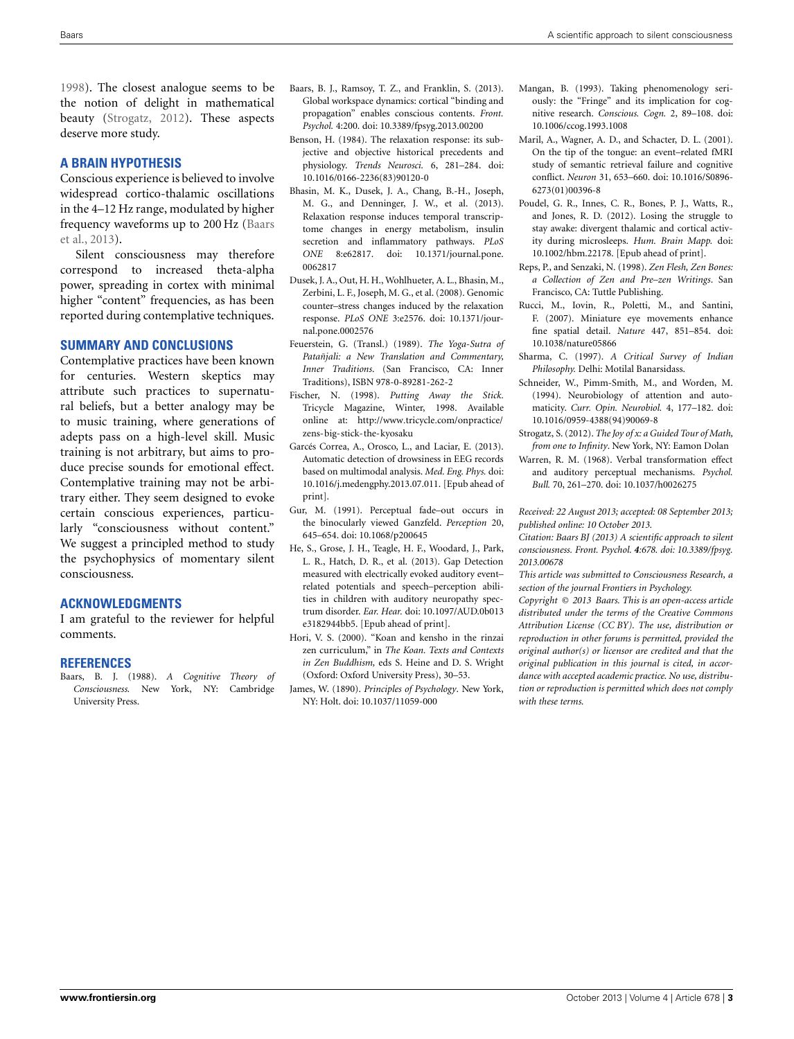1998). The closest analogue seems to be the notion of delight in mathematical beauty (Strogatz, 2012). These aspects deserve more study.

## A BRAIN HYPOTHESIS

Conscious experience is believed to involve widespread cortico-thalamic oscillations in the 4–12 Hz range, modulated by higher frequency waveforms up to 200 Hz (Baars et al., 2013).

Silent consciousness may therefore correspond to increased theta-alpha power, spreading in cortex with minimal higher "content" frequencies, as has been reported during contemplative techniques.

## SUMMARY AND CONCLUSIONS

Contemplative practices have been known for centuries. Western skeptics may attribute such practices to supernatural beliefs, but a better analogy may be to music training, where generations of adepts pass on a high-level skill. Music training is not arbitrary, but aims to produce precise sounds for emotional effect. Contemplative training may not be arbitrary either. They seem designed to evoke certain conscious experiences, particularly "consciousness without content." We suggest a principled method to study the psychophysics of momentary silent consciousness.

## ACKNOWLEDGMENTS

I am grateful to the reviewer for helpful comments.

## REFERENCES

Baars, B. J. (1988). *A Cognitive Theory of Consciousness.* New York, NY: Cambridge University Press.

Baars, B. J., Ramsoy, T. Z., and Franklin, S. (2013). Global workspace dynamics: cortical "binding and propagation" enables conscious contents. *Front. Psychol.* 4:200. doi: 10.3389/fpsyg.2013.00200

Benson, H. (1984). The relaxation response: its subjective and objective historical precedents and physiology. *Trends Neurosci.* 6, 281–284. doi: 10.1016/0166-2236(83)90120-0

Bhasin, M. K., Dusek, J. A., Chang, B.-H., Joseph, M. G., and Denninger, J. W., et al. (2013). Relaxation response induces temporal transcriptome changes in energy metabolism, insulin secretion and inflammatory pathways. *PLoS ONE* 8:e62817. doi: 10.1371/journal.pone.0062817

Dusek, J. A., Out, H. H., Wohlhueter, A. L., Bhasin, M., Zerbini, L. F., Joseph, M. G., et al. (2008). Genomic counter–stress changes induced by the relaxation response. *PLoS ONE* 3:e2576. doi: 10.1371/journal.pone.0002576

Feuerstein, G. (Transl.) (1989). *The Yoga-Sutra of Patañjali: a New Translation and Commentary, Inner Traditions.* (San Francisco, CA: Inner Traditions), ISBN 978-0-89281-262-2

Fischer, N. (1998). *Putting Away the Stick.* Tricycle Magazine, Winter, 1998. Available online at: http://www.tricycle.com/onpractice/zens-big-stick-the-kyosaku

Garcés Correa, A., Orosco, L., and Laciar, E. (2013). Automatic detection of drowsiness in EEG records based on multimodal analysis. *Med. Eng. Phys.* doi: 10.1016/j.medengphy.2013.07.011. [Epub ahead of print].

Gur, M. (1991). Perceptual fade–out occurs in the binocularly viewed Ganzfeld. *Perception* 20, 645–654. doi: 10.1068/p200645

He, S., Grose, J. H., Teagle, H. F., Woodard, J., Park, L. R., Hatch, D. R., et al. (2013). Gap Detection measured with electrically evoked auditory event–related potentials and speech–perception abilities in children with auditory neuropathy spectrum disorder. *Ear. Hear.* doi: 10.1097/AUD.0b013e3182944bb5. [Epub ahead of print].

Hori, V. S. (2000). "Koan and kensho in the rinzai zen curriculum," in *The Koan. Texts and Contexts in Zen Buddhism,* eds S. Heine and D. S. Wright (Oxford: Oxford University Press), 30–53.

James, W. (1890). *Principles of Psychology*. New York, NY: Holt. doi: 10.1037/11059-000

Mangan, B. (1993). Taking phenomenology seriously: the "Fringe" and its implication for cognitive research. *Conscious. Cogn.* 2, 89–108. doi: 10.1006/ccog.1993.1008

Maril, A., Wagner, A. D., and Schacter, D. L. (2001). On the tip of the tongue: an event–related fMRI study of semantic retrieval failure and cognitive conflict. *Neuron* 31, 653–660. doi: 10.1016/S0896-6273(01)00396-8

Poudel, G. R., Innes, C. R., Bones, P. J., Watts, R., and Jones, R. D. (2012). Losing the struggle to stay awake: divergent thalamic and cortical activity during microsleeps. *Hum. Brain Mapp.* doi: 10.1002/hbm.22178. [Epub ahead of print].

Reps, P., and Senzaki, N. (1998). *Zen Flesh, Zen Bones: a Collection of Zen and Pre–zen Writings*. San Francisco, CA: Tuttle Publishing.

Rucci, M., Iovin, R., Poletti, M., and Santini, F. (2007). Miniature eye movements enhance fine spatial detail. *Nature* 447, 851–854. doi: 10.1038/nature05866

Sharma, C. (1997). *A Critical Survey of Indian Philosophy.* Delhi: Motilal Banarsidass.

Schneider, W., Pimm-Smith, M., and Worden, M. (1994). Neurobiology of attention and automaticity. *Curr. Opin. Neurobiol.* 4, 177–182. doi: 10.1016/0959-4388(94)90069-8

Strogatz, S. (2012). *The Joy of x: a Guided Tour of Math, from one to Infinity*. New York, NY: Eamon Dolan

Warren, R. M. (1968). Verbal transformation effect and auditory perceptual mechanisms. *Psychol. Bull.* 70, 261–270. doi: 10.1037/h0026275

*Received: 22 August 2013; accepted: 08 September 2013; published online: 10 October 2013.*

*Citation: Baars BJ (2013) A scientific approach to silent consciousness. Front. Psychol.* ***4****:678. doi: 10.3389/fpsyg.2013.00678*

*This article was submitted to Consciousness Research, a section of the journal Frontiers in Psychology.*

*Copyright © 2013 Baars. This is an open-access article distributed under the terms of the Creative Commons Attribution License (CC BY). The use, distribution or reproduction in other forums is permitted, provided the original author(s) or licensor are credited and that the original publication in this journal is cited, in accordance with accepted academic practice. No use, distribution or reproduction is permitted which does not comply with these terms.*